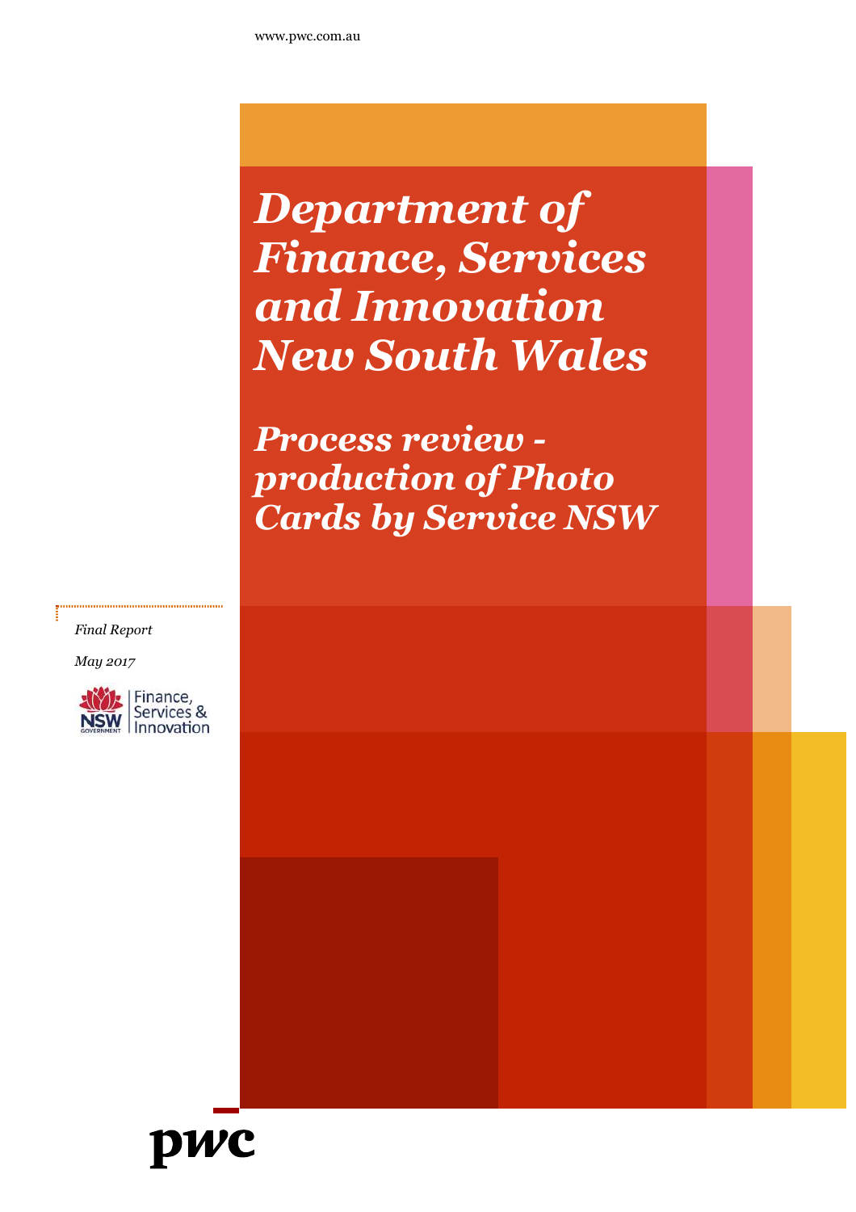www.pwc.com.au

# *Department of Finance, Services and Innovation New South Wales*

## *Process review - production of Photo Cards by Service NSW*

*Final Report*

*May 2017*

Finance, Services & Innovation

pwc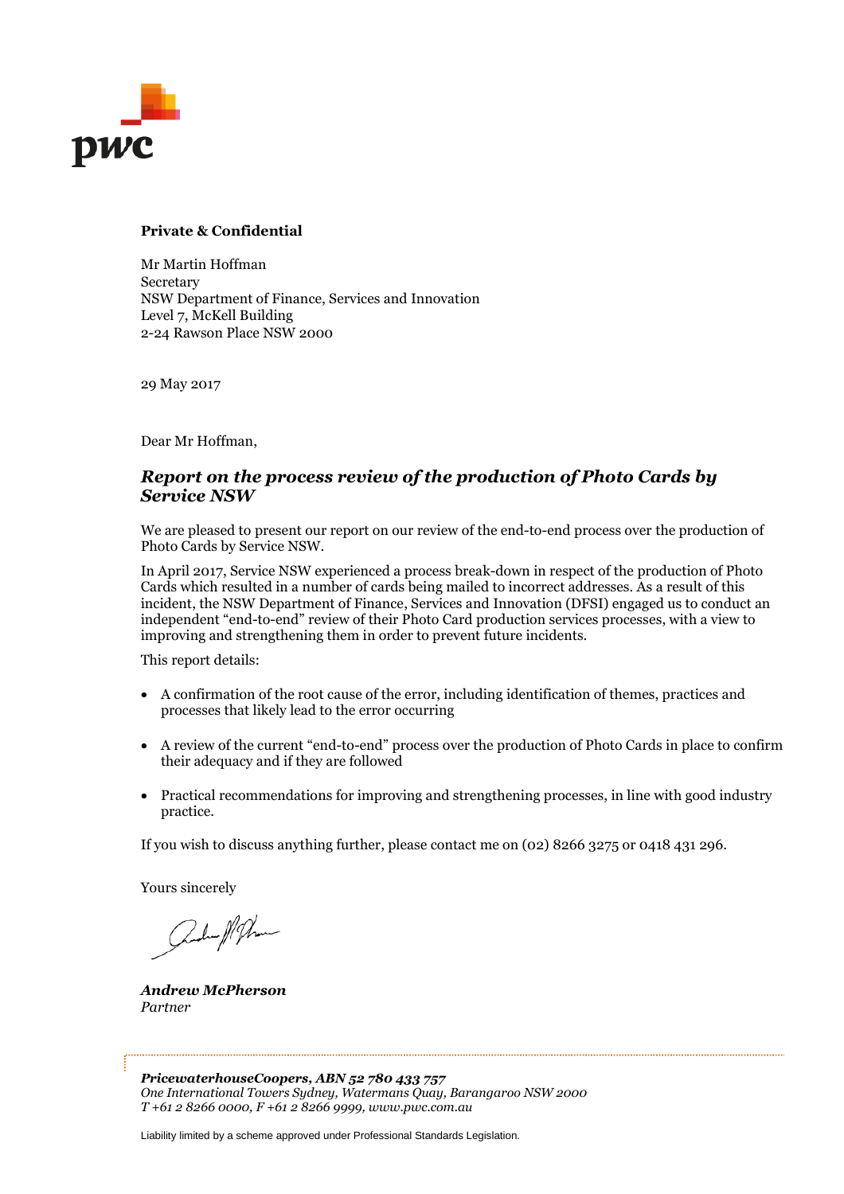**Private & Confidential**

Mr Martin Hoffman
Secretary
NSW Department of Finance, Services and Innovation
Level 7, McKell Building
2-24 Rawson Place NSW 2000

29 May 2017

Dear Mr Hoffman,

## *Report on the process review of the production of Photo Cards by Service NSW*

We are pleased to present our report on our review of the end-to-end process over the production of Photo Cards by Service NSW.

In April 2017, Service NSW experienced a process break-down in respect of the production of Photo Cards which resulted in a number of cards being mailed to incorrect addresses. As a result of this incident, the NSW Department of Finance, Services and Innovation (DFSI) engaged us to conduct an independent "end-to-end" review of their Photo Card production services processes, with a view to improving and strengthening them in order to prevent future incidents.

This report details:

- A confirmation of the root cause of the error, including identification of themes, practices and processes that likely lead to the error occurring
- A review of the current "end-to-end" process over the production of Photo Cards in place to confirm their adequacy and if they are followed
- Practical recommendations for improving and strengthening processes, in line with good industry practice.

If you wish to discuss anything further, please contact me on (02) 8266 3275 or 0418 431 296.

Yours sincerely

***Andrew McPherson***
*Partner*

***PricewaterhouseCoopers, ABN 52 780 433 757***
*One International Towers Sydney, Watermans Quay, Barangaroo NSW 2000*
*T +61 2 8266 0000, F +61 2 8266 9999, www.pwc.com.au*

Liability limited by a scheme approved under Professional Standards Legislation.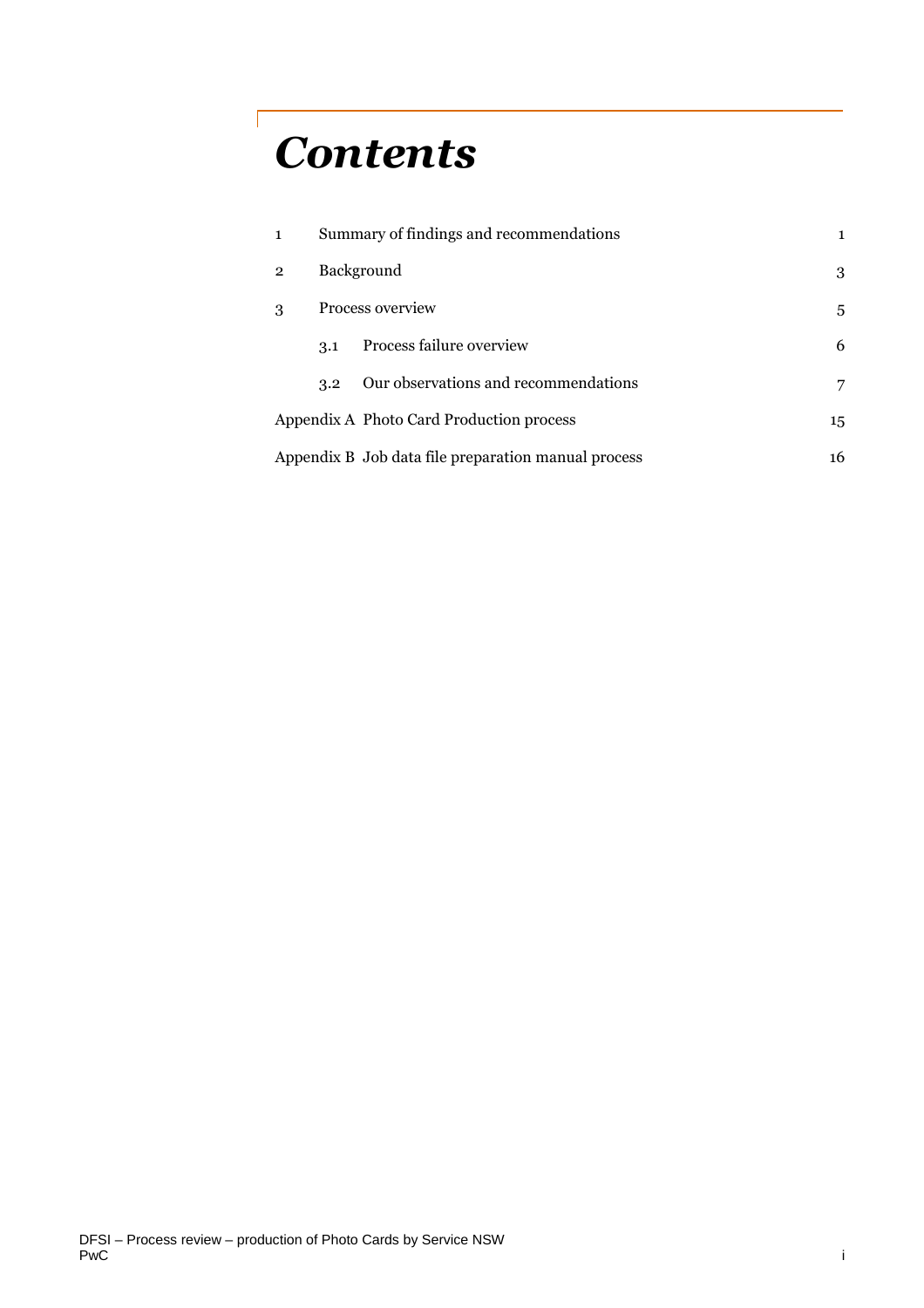# *Contents*

| | | |
|---|---|---|
| 1 | Summary of findings and recommendations | 1 |
| 2 | Background | 3 |
| 3 | Process overview | 5 |
| | 3.1 Process failure overview | 6 |
| | 3.2 Our observations and recommendations | 7 |
| Appendix A | Photo Card Production process | 15 |
| Appendix B | Job data file preparation manual process | 16 |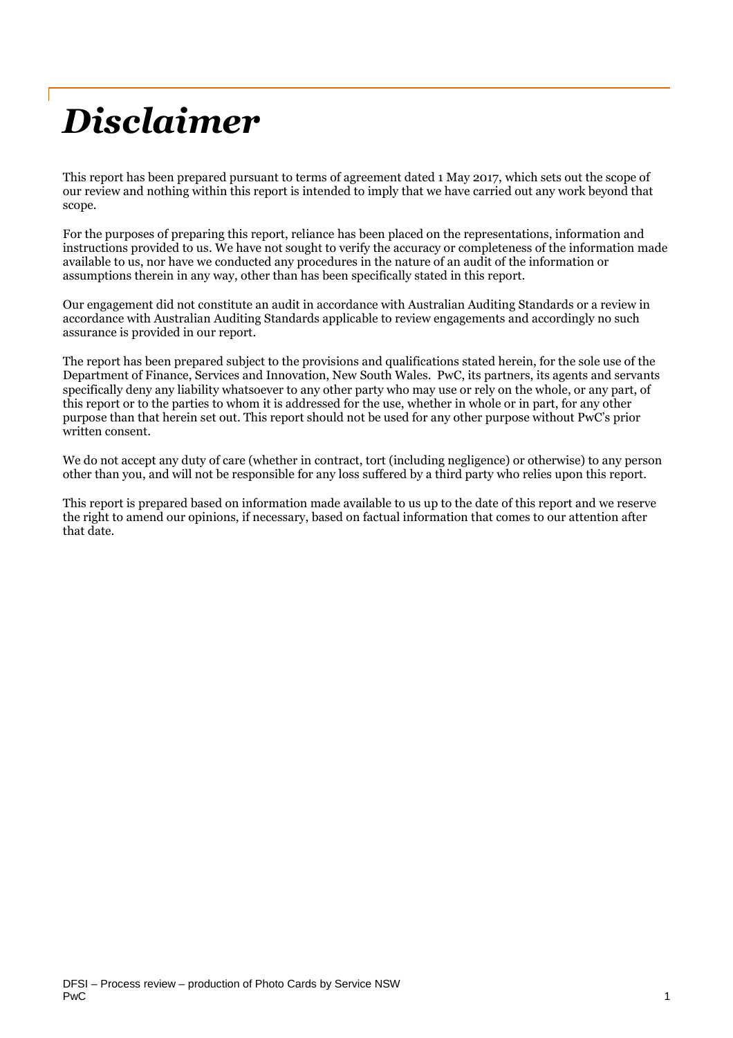# *Disclaimer*

This report has been prepared pursuant to terms of agreement dated 1 May 2017, which sets out the scope of our review and nothing within this report is intended to imply that we have carried out any work beyond that scope.

For the purposes of preparing this report, reliance has been placed on the representations, information and instructions provided to us. We have not sought to verify the accuracy or completeness of the information made available to us, nor have we conducted any procedures in the nature of an audit of the information or assumptions therein in any way, other than has been specifically stated in this report.

Our engagement did not constitute an audit in accordance with Australian Auditing Standards or a review in accordance with Australian Auditing Standards applicable to review engagements and accordingly no such assurance is provided in our report.

The report has been prepared subject to the provisions and qualifications stated herein, for the sole use of the Department of Finance, Services and Innovation, New South Wales. PwC, its partners, its agents and servants specifically deny any liability whatsoever to any other party who may use or rely on the whole, or any part, of this report or to the parties to whom it is addressed for the use, whether in whole or in part, for any other purpose than that herein set out. This report should not be used for any other purpose without PwC's prior written consent.

We do not accept any duty of care (whether in contract, tort (including negligence) or otherwise) to any person other than you, and will not be responsible for any loss suffered by a third party who relies upon this report.

This report is prepared based on information made available to us up to the date of this report and we reserve the right to amend our opinions, if necessary, based on factual information that comes to our attention after that date.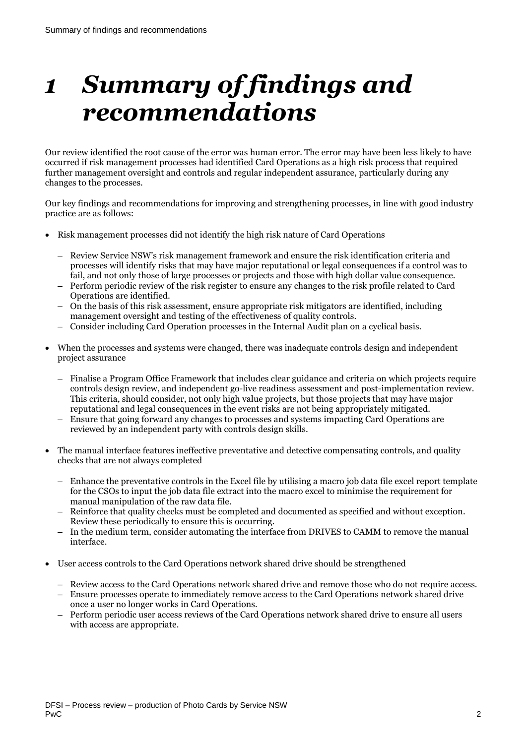# 1 Summary of findings and recommendations

Our review identified the root cause of the error was human error. The error may have been less likely to have occurred if risk management processes had identified Card Operations as a high risk process that required further management oversight and controls and regular independent assurance, particularly during any changes to the processes.

Our key findings and recommendations for improving and strengthening processes, in line with good industry practice are as follows:

- Risk management processes did not identify the high risk nature of Card Operations
  - Review Service NSW's risk management framework and ensure the risk identification criteria and processes will identify risks that may have major reputational or legal consequences if a control was to fail, and not only those of large processes or projects and those with high dollar value consequence.
  - Perform periodic review of the risk register to ensure any changes to the risk profile related to Card Operations are identified.
  - On the basis of this risk assessment, ensure appropriate risk mitigators are identified, including management oversight and testing of the effectiveness of quality controls.
  - Consider including Card Operation processes in the Internal Audit plan on a cyclical basis.
- When the processes and systems were changed, there was inadequate controls design and independent project assurance
  - Finalise a Program Office Framework that includes clear guidance and criteria on which projects require controls design review, and independent go-live readiness assessment and post-implementation review. This criteria, should consider, not only high value projects, but those projects that may have major reputational and legal consequences in the event risks are not being appropriately mitigated.
  - Ensure that going forward any changes to processes and systems impacting Card Operations are reviewed by an independent party with controls design skills.
- The manual interface features ineffective preventative and detective compensating controls, and quality checks that are not always completed
  - Enhance the preventative controls in the Excel file by utilising a macro job data file excel report template for the CSOs to input the job data file extract into the macro excel to minimise the requirement for manual manipulation of the raw data file.
  - Reinforce that quality checks must be completed and documented as specified and without exception. Review these periodically to ensure this is occurring.
  - In the medium term, consider automating the interface from DRIVES to CAMM to remove the manual interface.
- User access controls to the Card Operations network shared drive should be strengthened
  - Review access to the Card Operations network shared drive and remove those who do not require access.
  - Ensure processes operate to immediately remove access to the Card Operations network shared drive once a user no longer works in Card Operations.
  - Perform periodic user access reviews of the Card Operations network shared drive to ensure all users with access are appropriate.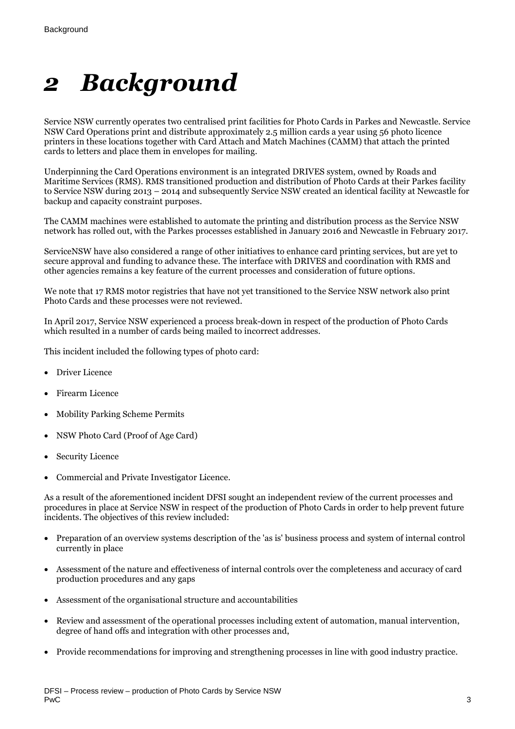# 2 Background

Service NSW currently operates two centralised print facilities for Photo Cards in Parkes and Newcastle. Service NSW Card Operations print and distribute approximately 2.5 million cards a year using 56 photo licence printers in these locations together with Card Attach and Match Machines (CAMM) that attach the printed cards to letters and place them in envelopes for mailing.

Underpinning the Card Operations environment is an integrated DRIVES system, owned by Roads and Maritime Services (RMS). RMS transitioned production and distribution of Photo Cards at their Parkes facility to Service NSW during 2013 – 2014 and subsequently Service NSW created an identical facility at Newcastle for backup and capacity constraint purposes.

The CAMM machines were established to automate the printing and distribution process as the Service NSW network has rolled out, with the Parkes processes established in January 2016 and Newcastle in February 2017.

ServiceNSW have also considered a range of other initiatives to enhance card printing services, but are yet to secure approval and funding to advance these. The interface with DRIVES and coordination with RMS and other agencies remains a key feature of the current processes and consideration of future options.

We note that 17 RMS motor registries that have not yet transitioned to the Service NSW network also print Photo Cards and these processes were not reviewed.

In April 2017, Service NSW experienced a process break-down in respect of the production of Photo Cards which resulted in a number of cards being mailed to incorrect addresses.

This incident included the following types of photo card:

- Driver Licence
- Firearm Licence
- Mobility Parking Scheme Permits
- NSW Photo Card (Proof of Age Card)
- Security Licence
- Commercial and Private Investigator Licence.

As a result of the aforementioned incident DFSI sought an independent review of the current processes and procedures in place at Service NSW in respect of the production of Photo Cards in order to help prevent future incidents. The objectives of this review included:

- Preparation of an overview systems description of the 'as is' business process and system of internal control currently in place
- Assessment of the nature and effectiveness of internal controls over the completeness and accuracy of card production procedures and any gaps
- Assessment of the organisational structure and accountabilities
- Review and assessment of the operational processes including extent of automation, manual intervention, degree of hand offs and integration with other processes and,
- Provide recommendations for improving and strengthening processes in line with good industry practice.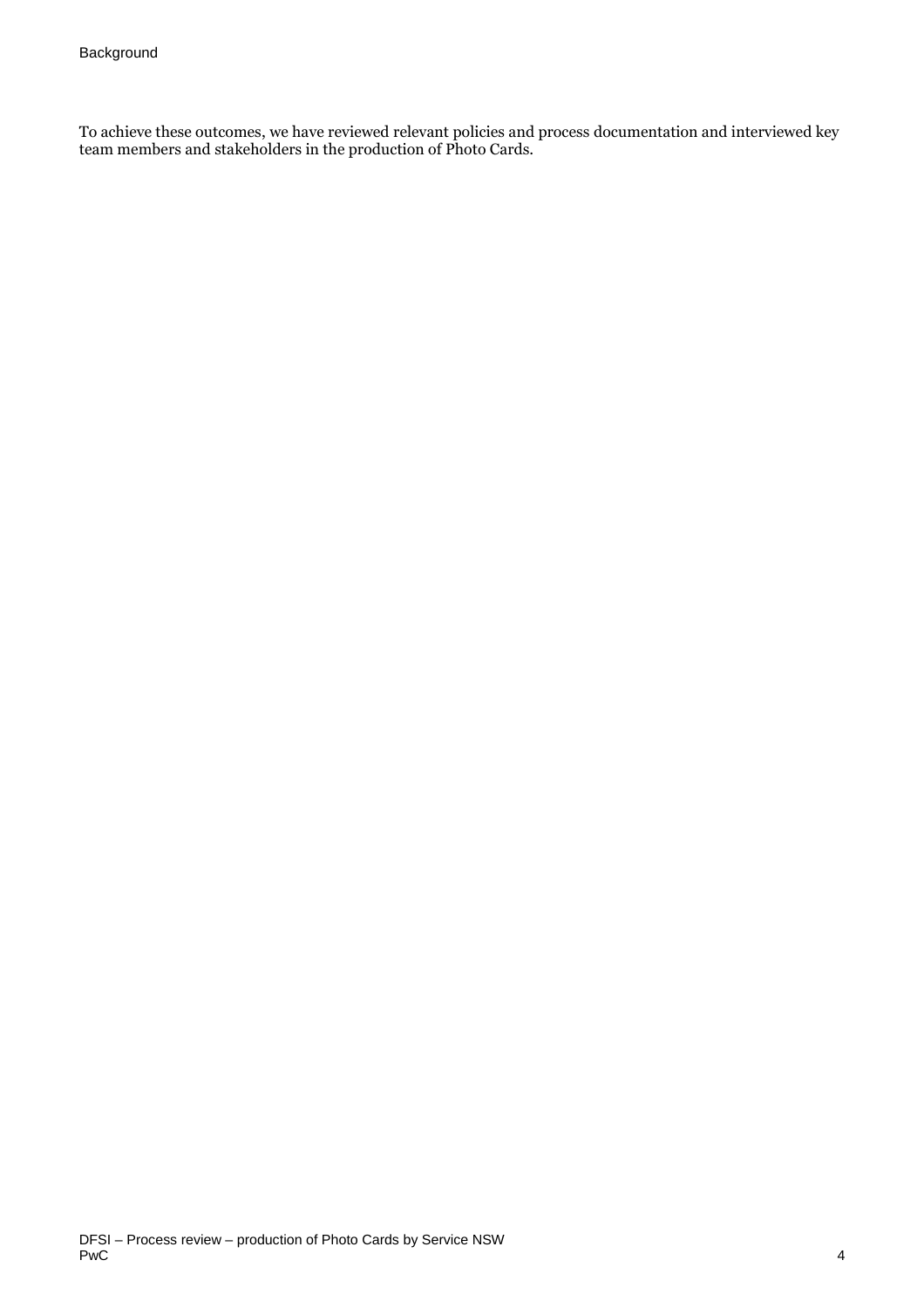To achieve these outcomes, we have reviewed relevant policies and process documentation and interviewed key team members and stakeholders in the production of Photo Cards.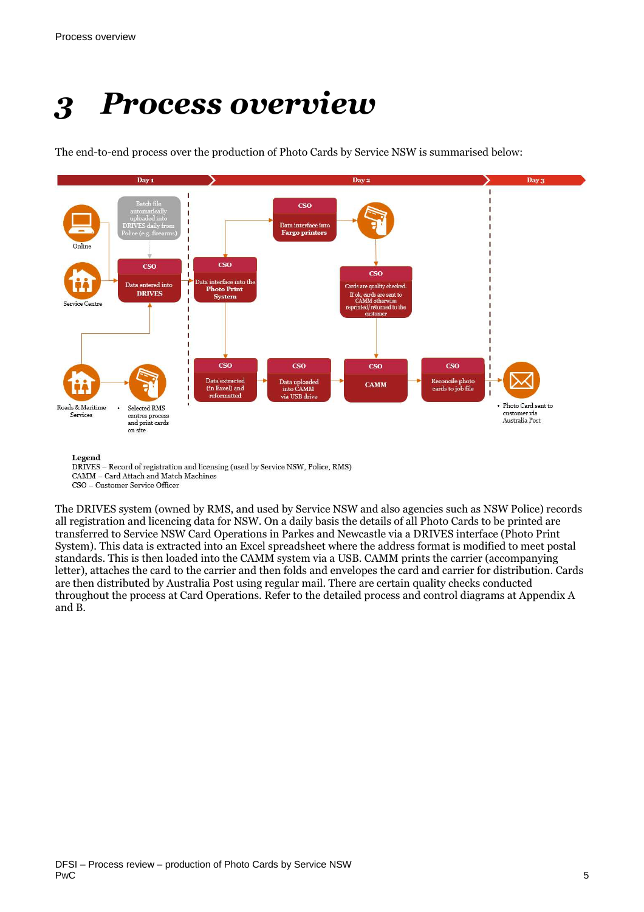# 3 Process overview

The end-to-end process over the production of Photo Cards by Service NSW is summarised below:

Day 1 | Day 2 | Day 3

Online

Service Centre

Batch file automatically uploaded into DRIVES daily from Police (e.g. firearms)

CSO – Data entered into DRIVES

CSO – Data interface into the Photo Print System

CSO – Data interface into Fargo printers

CSO – Cards are quality checked. If ok, cards are sent to CAMM otherwise reprinted/returned to the customer

CSO – Data extracted (in Excel) and reformatted

CSO – Data uploaded into CAMM via USB drive

CSO – CAMM

CSO – Reconcile photo cards to job file

- Photo Card sent to customer via Australia Post

Roads & Maritime Services

- Selected RMS centres process and print cards on site

**Legend**
DRIVES – Record of registration and licensing (used by Service NSW, Police, RMS)
CAMM – Card Attach and Match Machines
CSO – Customer Service Officer

The DRIVES system (owned by RMS, and used by Service NSW and also agencies such as NSW Police) records all registration and licencing data for NSW. On a daily basis the details of all Photo Cards to be printed are transferred to Service NSW Card Operations in Parkes and Newcastle via a DRIVES interface (Photo Print System). This data is extracted into an Excel spreadsheet where the address format is modified to meet postal standards. This is then loaded into the CAMM system via a USB. CAMM prints the carrier (accompanying letter), attaches the card to the carrier and then folds and envelopes the card and carrier for distribution. Cards are then distributed by Australia Post using regular mail. There are certain quality checks conducted throughout the process at Card Operations. Refer to the detailed process and control diagrams at Appendix A and B.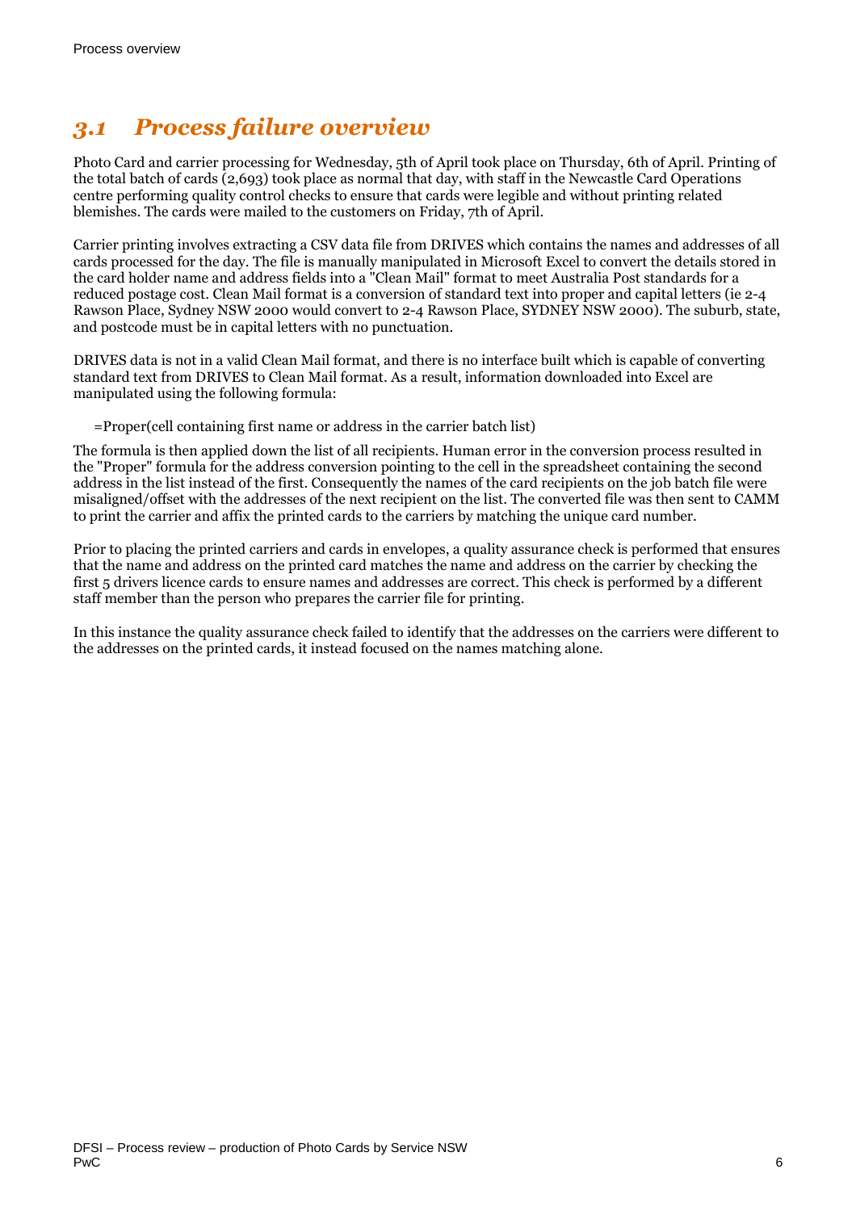## *3.1 Process failure overview*

Photo Card and carrier processing for Wednesday, 5th of April took place on Thursday, 6th of April. Printing of the total batch of cards (2,693) took place as normal that day, with staff in the Newcastle Card Operations centre performing quality control checks to ensure that cards were legible and without printing related blemishes. The cards were mailed to the customers on Friday, 7th of April.

Carrier printing involves extracting a CSV data file from DRIVES which contains the names and addresses of all cards processed for the day. The file is manually manipulated in Microsoft Excel to convert the details stored in the card holder name and address fields into a "Clean Mail" format to meet Australia Post standards for a reduced postage cost. Clean Mail format is a conversion of standard text into proper and capital letters (ie 2-4 Rawson Place, Sydney NSW 2000 would convert to 2-4 Rawson Place, SYDNEY NSW 2000). The suburb, state, and postcode must be in capital letters with no punctuation.

DRIVES data is not in a valid Clean Mail format, and there is no interface built which is capable of converting standard text from DRIVES to Clean Mail format. As a result, information downloaded into Excel are manipulated using the following formula:

=Proper(cell containing first name or address in the carrier batch list)

The formula is then applied down the list of all recipients. Human error in the conversion process resulted in the "Proper" formula for the address conversion pointing to the cell in the spreadsheet containing the second address in the list instead of the first. Consequently the names of the card recipients on the job batch file were misaligned/offset with the addresses of the next recipient on the list. The converted file was then sent to CAMM to print the carrier and affix the printed cards to the carriers by matching the unique card number.

Prior to placing the printed carriers and cards in envelopes, a quality assurance check is performed that ensures that the name and address on the printed card matches the name and address on the carrier by checking the first 5 drivers licence cards to ensure names and addresses are correct. This check is performed by a different staff member than the person who prepares the carrier file for printing.

In this instance the quality assurance check failed to identify that the addresses on the carriers were different to the addresses on the printed cards, it instead focused on the names matching alone.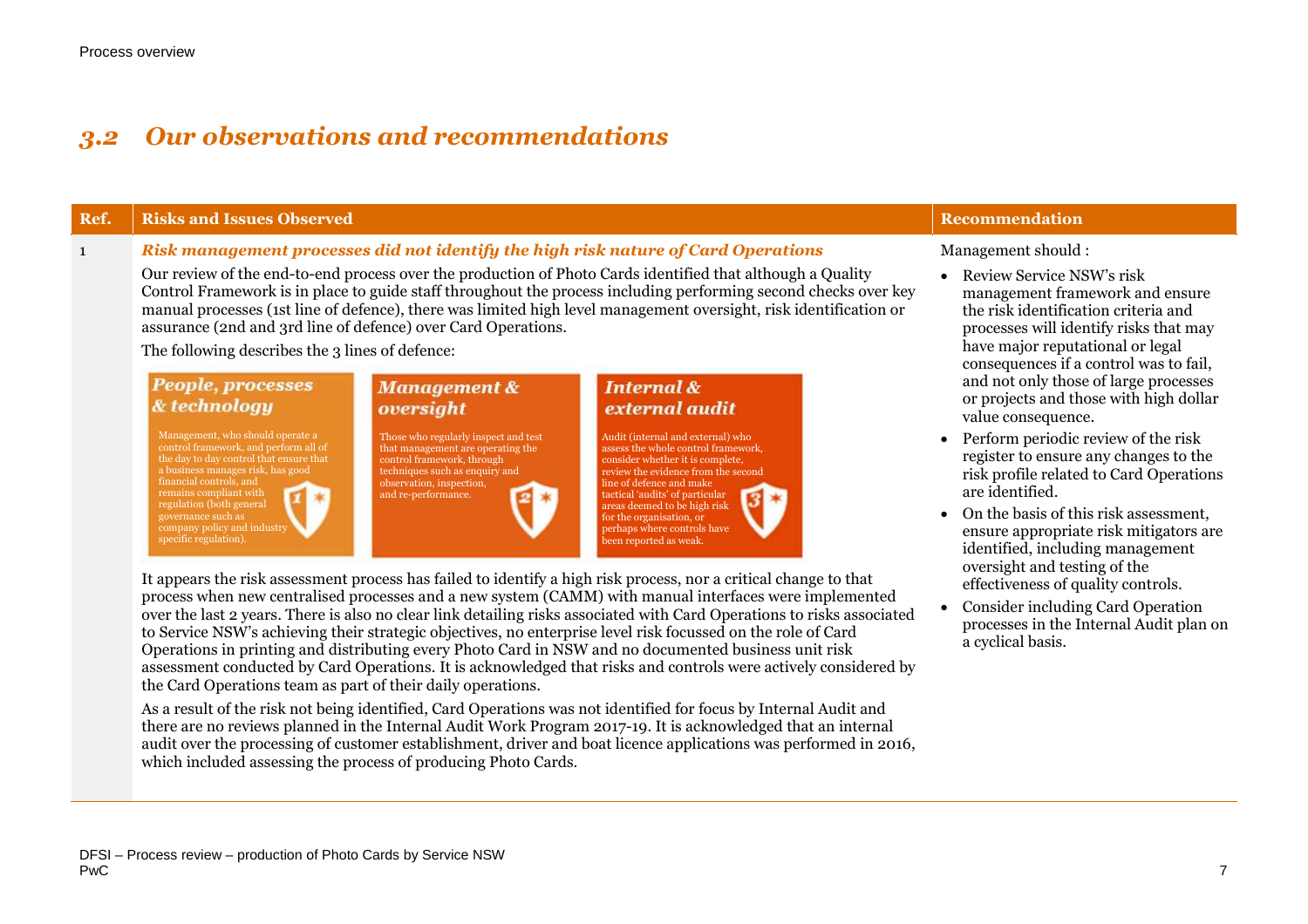## *3.2 Our observations and recommendations*

| Ref. | Risks and Issues Observed | Recommendation |
|---|---|---|
| 1 | ***Risk management processes did not identify the high risk nature of Card Operations*** <br><br> Our review of the end-to-end process over the production of Photo Cards identified that although a Quality Control Framework is in place to guide staff throughout the process including performing second checks over key manual processes (1st line of defence), there was limited high level management oversight, risk identification or assurance (2nd and 3rd line of defence) over Card Operations. <br><br> The following describes the 3 lines of defence: <br><br> ***People, processes & technology*** – Management, who should operate a control framework, and perform all of the day to day control that ensure that a business manages risk, has good financial controls, and remains compliant with regulation (both general governance such as company policy and industry specific regulation). <br><br> ***Management & oversight*** – Those who regularly inspect and test that management are operating the control framework, through techniques such as enquiry and observation, inspection, and re-performance. <br><br> ***Internal & external audit*** – Audit (internal and external) who assess the whole control framework, consider whether it is complete, review the evidence from the second line of defence and make tactical 'audits' of particular areas deemed to be high risk for the organisation, or perhaps where controls have been reported as weak. <br><br> It appears the risk assessment process has failed to identify a high risk process, nor a critical change to that process when new centralised processes and a new system (CAMM) with manual interfaces were implemented over the last 2 years. There is also no clear link detailing risks associated with Card Operations to risks associated to Service NSW's achieving their strategic objectives, no enterprise level risk focussed on the role of Card Operations in printing and distributing every Photo Card in NSW and no documented business unit risk assessment conducted by Card Operations. It is acknowledged that risks and controls were actively considered by the Card Operations team as part of their daily operations. <br><br> As a result of the risk not being identified, Card Operations was not identified for focus by Internal Audit and there are no reviews planned in the Internal Audit Work Program 2017-19. It is acknowledged that an internal audit over the processing of customer establishment, driver and boat licence applications was performed in 2016, which included assessing the process of producing Photo Cards. | Management should : <br><br> • Review Service NSW's risk management framework and ensure the risk identification criteria and processes will identify risks that may have major reputational or legal consequences if a control was to fail, and not only those of large processes or projects and those with high dollar value consequence. <br><br> • Perform periodic review of the risk register to ensure any changes to the risk profile related to Card Operations are identified. <br><br> • On the basis of this risk assessment, ensure appropriate risk mitigators are identified, including management oversight and testing of the effectiveness of quality controls. <br><br> • Consider including Card Operation processes in the Internal Audit plan on a cyclical basis. |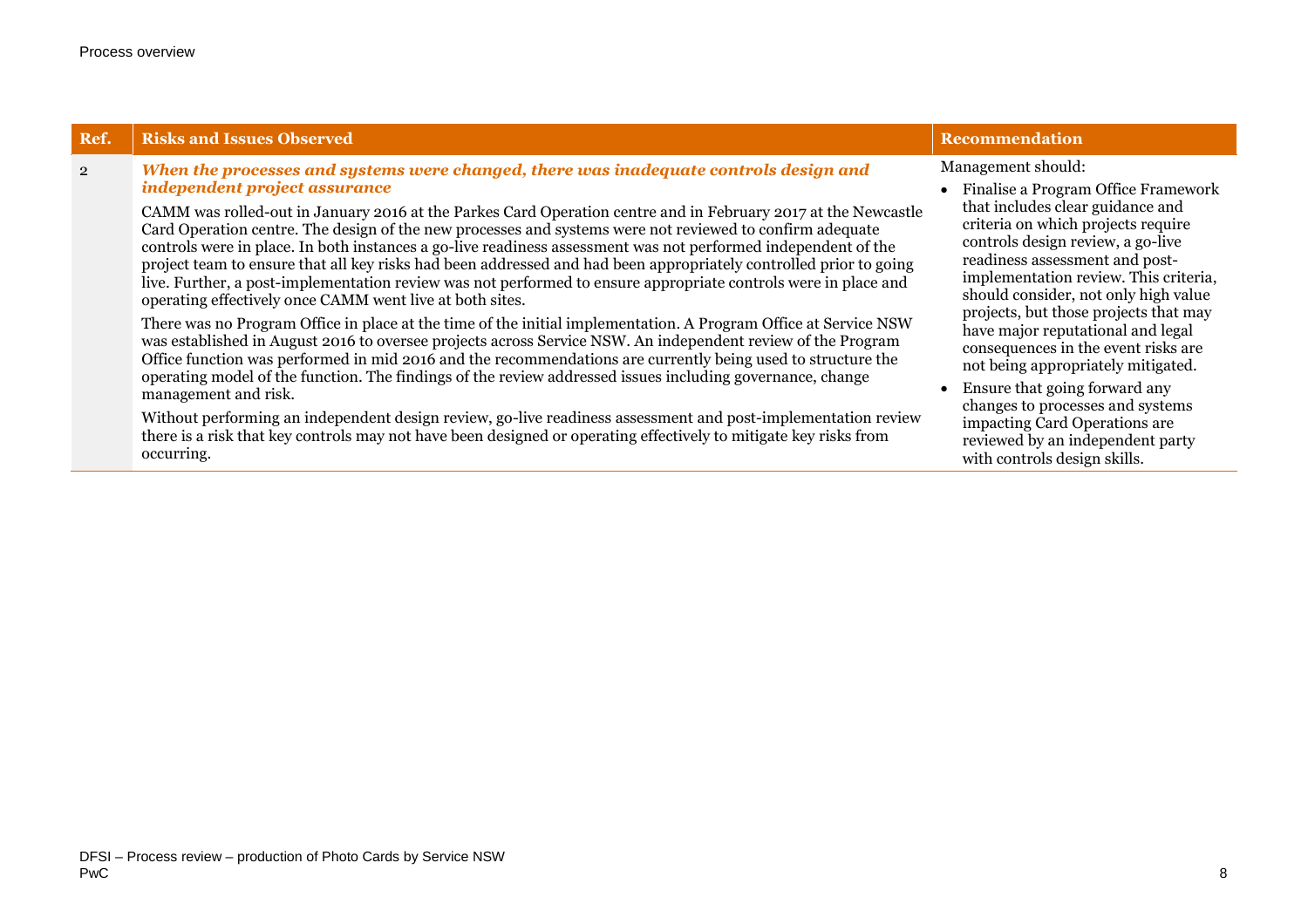| Ref. | Risks and Issues Observed | Recommendation |
|---|---|---|
| 2 | ***When the processes and systems were changed, there was inadequate controls design and independent project assurance***<br><br>CAMM was rolled-out in January 2016 at the Parkes Card Operation centre and in February 2017 at the Newcastle Card Operation centre. The design of the new processes and systems were not reviewed to confirm adequate controls were in place. In both instances a go-live readiness assessment was not performed independent of the project team to ensure that all key risks had been addressed and had been appropriately controlled prior to going live. Further, a post-implementation review was not performed to ensure appropriate controls were in place and operating effectively once CAMM went live at both sites.<br><br>There was no Program Office in place at the time of the initial implementation. A Program Office at Service NSW was established in August 2016 to oversee projects across Service NSW. An independent review of the Program Office function was performed in mid 2016 and the recommendations are currently being used to structure the operating model of the function. The findings of the review addressed issues including governance, change management and risk.<br><br>Without performing an independent design review, go-live readiness assessment and post-implementation review there is a risk that key controls may not have been designed or operating effectively to mitigate key risks from occurring. | Management should:<br><br>• Finalise a Program Office Framework that includes clear guidance and criteria on which projects require controls design review, a go-live readiness assessment and post-implementation review. This criteria, should consider, not only high value projects, but those projects that may have major reputational and legal consequences in the event risks are not being appropriately mitigated.<br><br>• Ensure that going forward any changes to processes and systems impacting Card Operations are reviewed by an independent party with controls design skills. |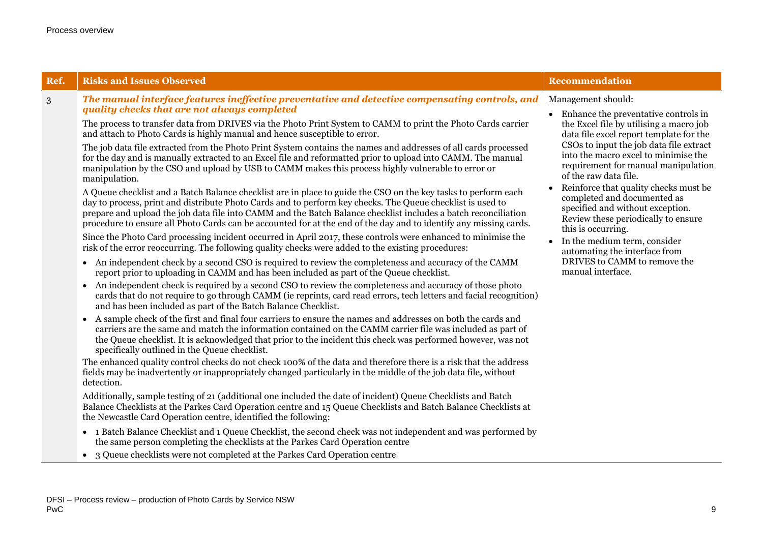| Ref. | Risks and Issues Observed | Recommendation |
| --- | --- | --- |
| 3 | ***The manual interface features ineffective preventative and detective compensating controls, and quality checks that are not always completed*** <br><br> The process to transfer data from DRIVES via the Photo Print System to CAMM to print the Photo Cards carrier and attach to Photo Cards is highly manual and hence susceptible to error. <br><br> The job data file extracted from the Photo Print System contains the names and addresses of all cards processed for the day and is manually extracted to an Excel file and reformatted prior to upload into CAMM. The manual manipulation by the CSO and upload by USB to CAMM makes this process highly vulnerable to error or manipulation. <br><br> A Queue checklist and a Batch Balance checklist are in place to guide the CSO on the key tasks to perform each day to process, print and distribute Photo Cards and to perform key checks. The Queue checklist is used to prepare and upload the job data file into CAMM and the Batch Balance checklist includes a batch reconciliation procedure to ensure all Photo Cards can be accounted for at the end of the day and to identify any missing cards. <br><br> Since the Photo Card processing incident occurred in April 2017, these controls were enhanced to minimise the risk of the error reoccurring. The following quality checks were added to the existing procedures: <br><br> • An independent check by a second CSO is required to review the completeness and accuracy of the CAMM report prior to uploading in CAMM and has been included as part of the Queue checklist. <br> • An independent check is required by a second CSO to review the completeness and accuracy of those photo cards that do not require to go through CAMM (ie reprints, card read errors, tech letters and facial recognition) and has been included as part of the Batch Balance Checklist. <br> • A sample check of the first and final four carriers to ensure the names and addresses on both the cards and carriers are the same and match the information contained on the CAMM carrier file was included as part of the Queue checklist. It is acknowledged that prior to the incident this check was performed however, was not specifically outlined in the Queue checklist. <br><br> The enhanced quality control checks do not check 100% of the data and therefore there is a risk that the address fields may be inadvertently or inappropriately changed particularly in the middle of the job data file, without detection. <br><br> Additionally, sample testing of 21 (additional one included the date of incident) Queue Checklists and Batch Balance Checklists at the Parkes Card Operation centre and 15 Queue Checklists and Batch Balance Checklists at the Newcastle Card Operation centre, identified the following: <br><br> • 1 Batch Balance Checklist and 1 Queue Checklist, the second check was not independent and was performed by the same person completing the checklists at the Parkes Card Operation centre <br> • 3 Queue checklists were not completed at the Parkes Card Operation centre | Management should: <br><br> • Enhance the preventative controls in the Excel file by utilising a macro job data file excel report template for the CSOs to input the job data file extract into the macro excel to minimise the requirement for manual manipulation of the raw data file. <br> • Reinforce that quality checks must be completed and documented as specified and without exception. Review these periodically to ensure this is occurring. <br> • In the medium term, consider automating the interface from DRIVES to CAMM to remove the manual interface. |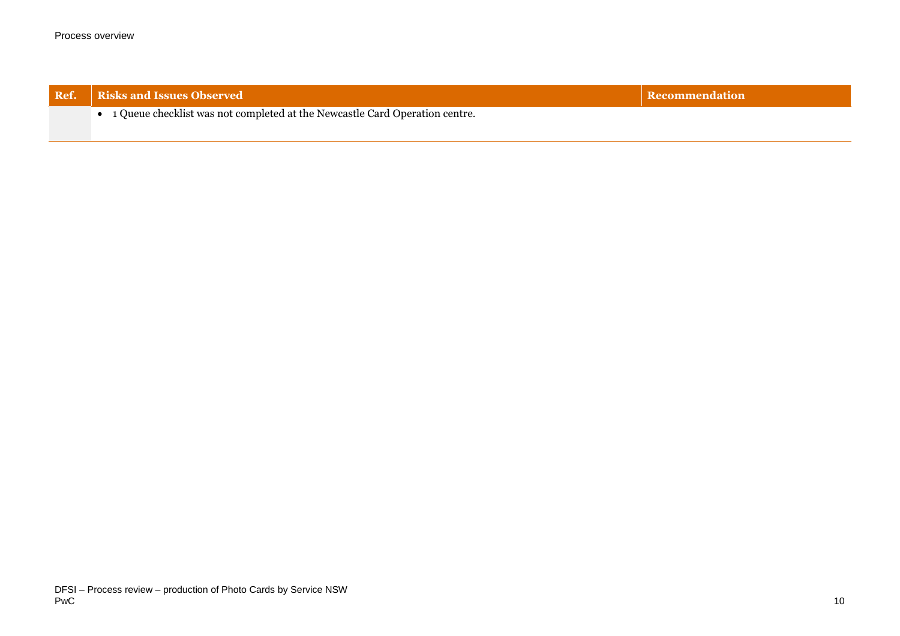| Ref. | Risks and Issues Observed | Recommendation |
| --- | --- | --- |
| | • 1 Queue checklist was not completed at the Newcastle Card Operation centre. | |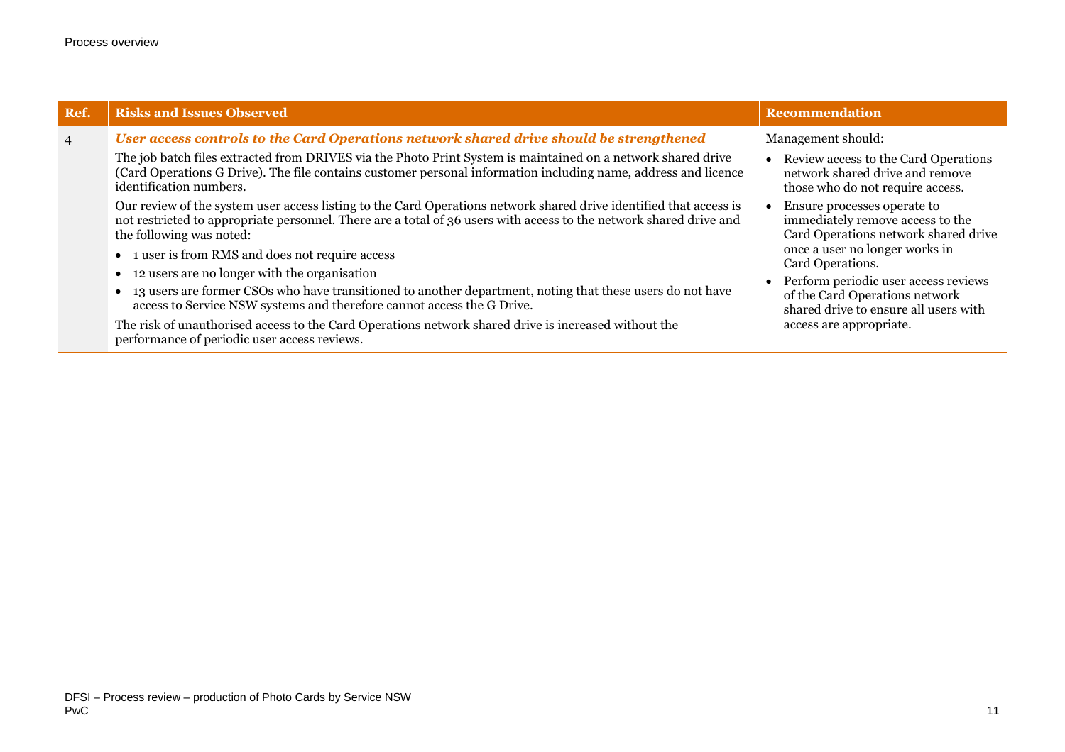| Ref. | Risks and Issues Observed | Recommendation |
| --- | --- | --- |
| 4 | ***User access controls to the Card Operations network shared drive should be strengthened*** <br><br> The job batch files extracted from DRIVES via the Photo Print System is maintained on a network shared drive (Card Operations G Drive). The file contains customer personal information including name, address and licence identification numbers. <br><br> Our review of the system user access listing to the Card Operations network shared drive identified that access is not restricted to appropriate personnel. There are a total of 36 users with access to the network shared drive and the following was noted: <br><br> • 1 user is from RMS and does not require access <br> • 12 users are no longer with the organisation <br> • 13 users are former CSOs who have transitioned to another department, noting that these users do not have access to Service NSW systems and therefore cannot access the G Drive. <br><br> The risk of unauthorised access to the Card Operations network shared drive is increased without the performance of periodic user access reviews. | Management should: <br><br> • Review access to the Card Operations network shared drive and remove those who do not require access. <br> • Ensure processes operate to immediately remove access to the Card Operations network shared drive once a user no longer works in Card Operations. <br> • Perform periodic user access reviews of the Card Operations network shared drive to ensure all users with access are appropriate. |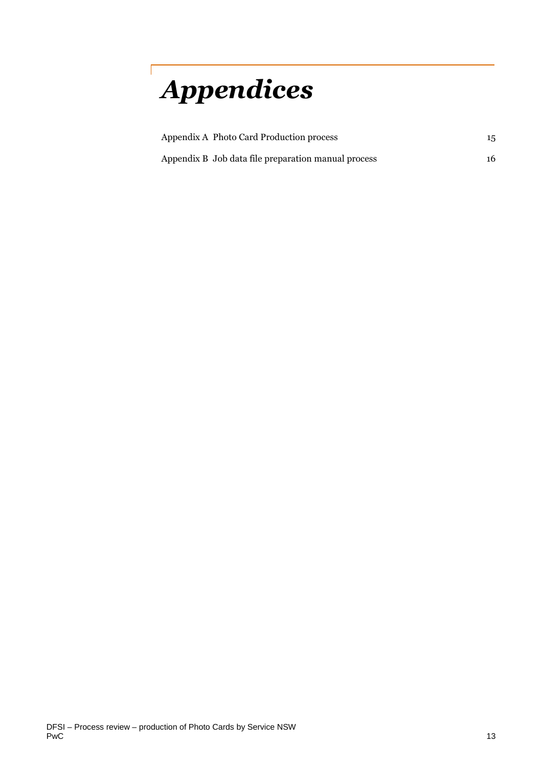# *Appendices*

| | |
|---|---|
| Appendix A Photo Card Production process | 15 |
| Appendix B Job data file preparation manual process | 16 |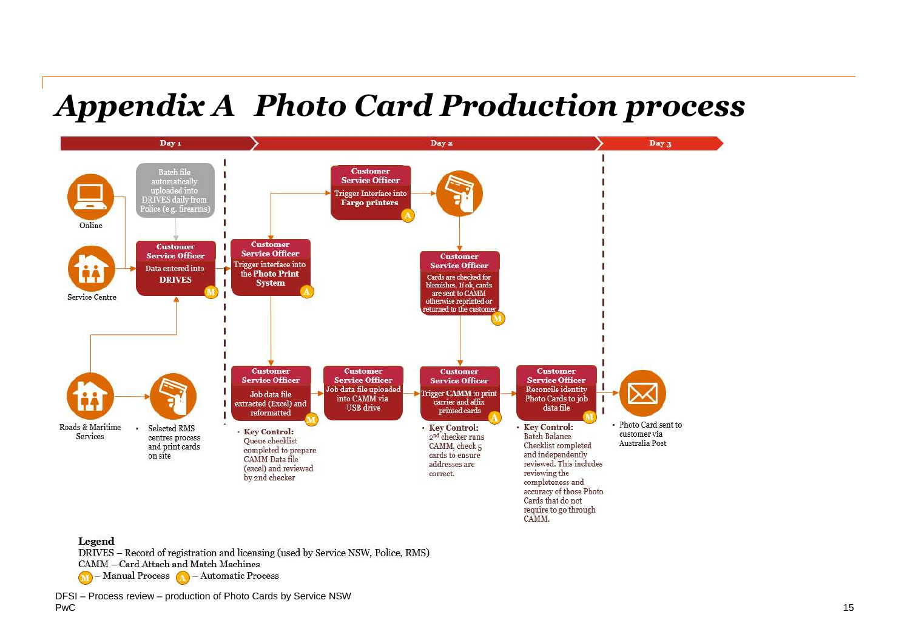# Appendix A Photo Card Production process

**Day 1** | **Day 2** | **Day 3**

Online

Service Centre

Batch file automatically uploaded into DRIVES daily from Police (e.g. firearms)

**Customer Service Officer**
Data entered into DRIVES (M)

Roads & Maritime Services

- Selected RMS centres process and print cards on site

**Customer Service Officer**
Trigger interface into the **Photo Print System** (A)

**Customer Service Officer**
Trigger Interface into **Fargo printers** (A)

**Customer Service Officer**
Cards are checked for blemishes. If ok, cards are sent to CAMM otherwise reprinted or returned to the customer (M)

**Customer Service Officer**
Job data file extracted (Excel) and reformatted (M)

- **Key Control:** Queue checklist completed to prepare CAMM Data file (excel) and reviewed by 2nd checker

**Customer Service Officer**
Job data file uploaded into CAMM via USB drive

**Customer Service Officer**
Trigger **CAMM** to print carrier and affix printed cards (A)

- **Key Control:** 2nd checker runs CAMM, check 5 cards to ensure addresses are correct.

**Customer Service Officer**
Reconcile identity Photo Cards to job data file (M)

- **Key Control:** Batch Balance Checklist completed and independently reviewed. This includes reviewing the completeness and accuracy of those Photo Cards that do not require to go through CAMM.

- Photo Card sent to customer via Australia Post

**Legend**

DRIVES – Record of registration and licensing (used by Service NSW, Police, RMS)

CAMM – Card Attach and Match Machines

(M) – Manual Process (A) – Automatic Process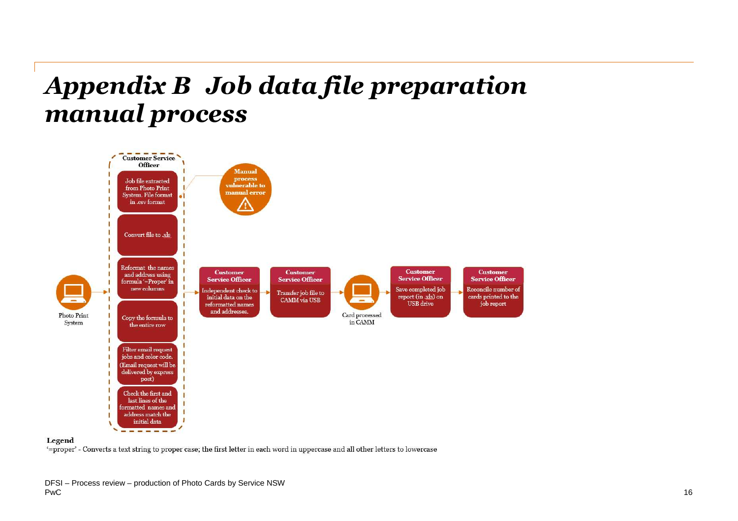# *Appendix B Job data file preparation manual process*

**Customer Service Officer**

- Job file extracted from Photo Print System. File format in .csv format
- Convert file to .xls
- Reformat the names and address using formula '=Proper' in new columns
- Copy the formula to the entire row
- Filter email request jobs and color code. (Email request will be delivered by express post)
- Check the first and last lines of the formatted names and address match the initial data

**Manual process vulnerable to manual error**

Photo Print System

**Customer Service Officer**
Independent check to initial data on the reformatted names and addresses.

**Customer Service Officer**
Transfer job file to CAMM via USB

Card processed in CAMM

**Customer Service Officer**
Save completed job report (in .xls) on USB drive

**Customer Service Officer**
Reconcile number of cards printed to the job report

**Legend**

'=proper' - Converts a text string to proper case; the first letter in each word in uppercase and all other letters to lowercase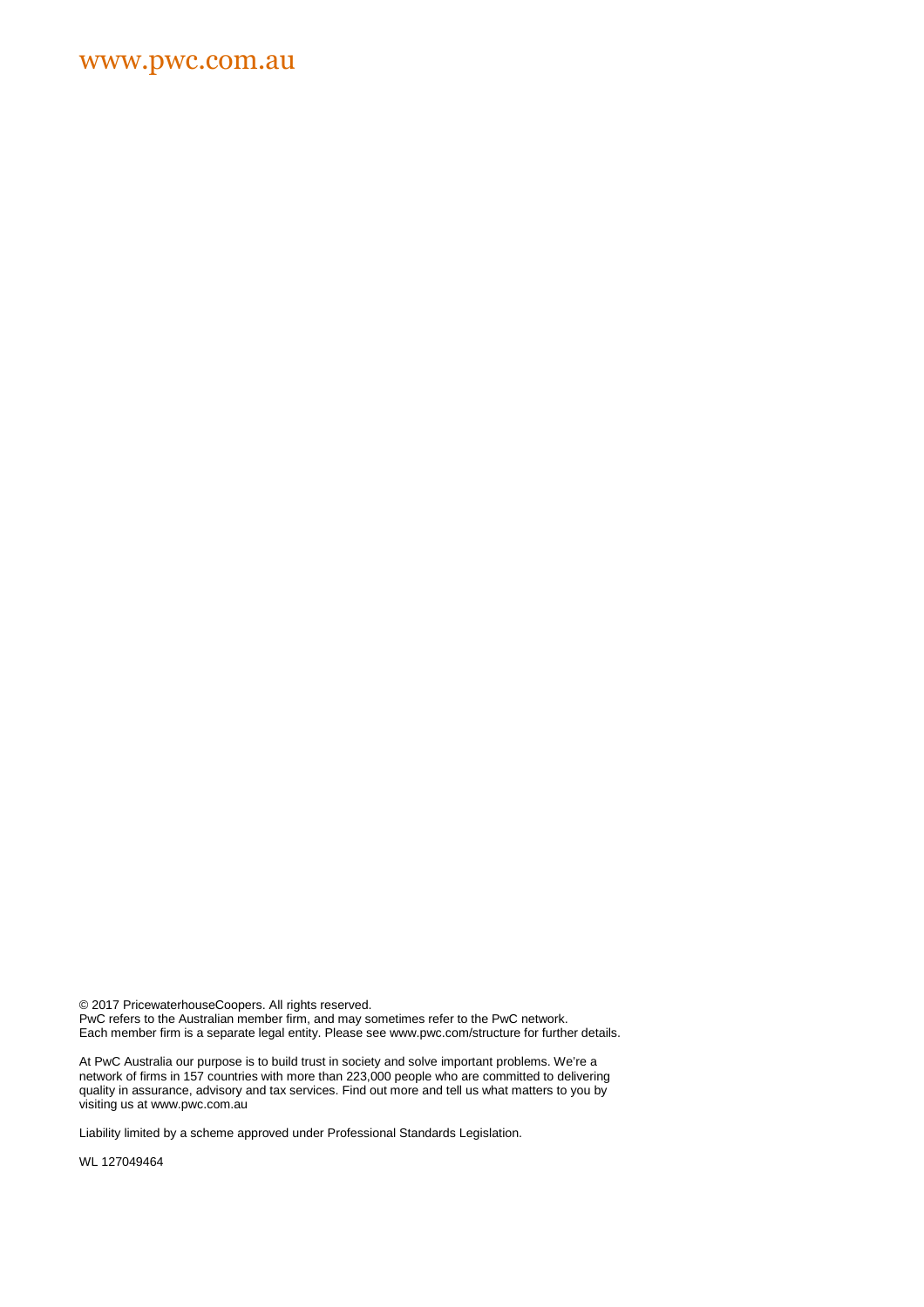www.pwc.com.au

© 2017 PricewaterhouseCoopers. All rights reserved.
PwC refers to the Australian member firm, and may sometimes refer to the PwC network.
Each member firm is a separate legal entity. Please see www.pwc.com/structure for further details.

At PwC Australia our purpose is to build trust in society and solve important problems. We're a network of firms in 157 countries with more than 223,000 people who are committed to delivering quality in assurance, advisory and tax services. Find out more and tell us what matters to you by visiting us at www.pwc.com.au

Liability limited by a scheme approved under Professional Standards Legislation.

WL 127049464